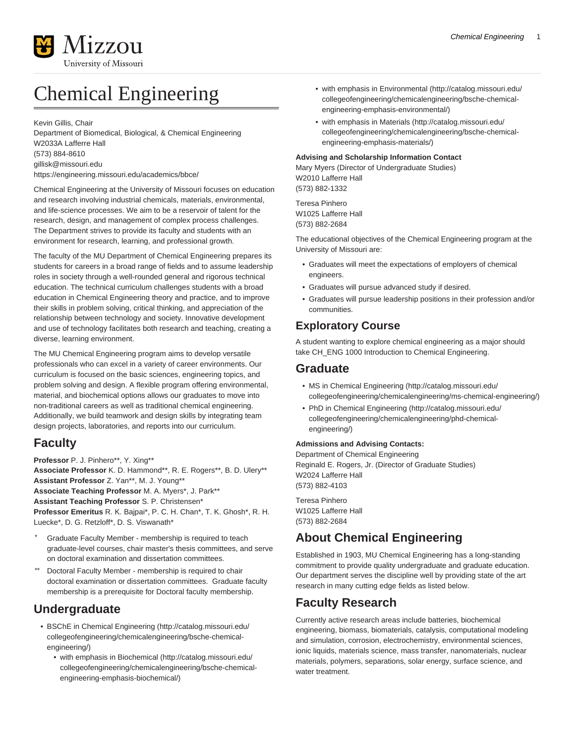# Chemical Engineering

Kevin Gillis, Chair
Department of Biomedical, Biological, & Chemical Engineering
W2033A Lafferre Hall
(573) 884-8610
gillisk@missouri.edu
https://engineering.missouri.edu/academics/bbce/

Chemical Engineering at the University of Missouri focuses on education and research involving industrial chemicals, materials, environmental, and life-science processes. We aim to be a reservoir of talent for the research, design, and management of complex process challenges. The Department strives to provide its faculty and students with an environment for research, learning, and professional growth.

The faculty of the MU Department of Chemical Engineering prepares its students for careers in a broad range of fields and to assume leadership roles in society through a well-rounded general and rigorous technical education. The technical curriculum challenges students with a broad education in Chemical Engineering theory and practice, and to improve their skills in problem solving, critical thinking, and appreciation of the relationship between technology and society. Innovative development and use of technology facilitates both research and teaching, creating a diverse, learning environment.

The MU Chemical Engineering program aims to develop versatile professionals who can excel in a variety of career environments. Our curriculum is focused on the basic sciences, engineering topics, and problem solving and design. A flexible program offering environmental, material, and biochemical options allows our graduates to move into non-traditional careers as well as traditional chemical engineering. Additionally, we build teamwork and design skills by integrating team design projects, laboratories, and reports into our curriculum.

## Faculty

**Professor** P. J. Pinhero**, Y. Xing**
**Associate Professor** K. D. Hammond**, R. E. Rogers**, B. D. Ulery**
**Assistant Professor** Z. Yan**, M. J. Young**
**Associate Teaching Professor** M. A. Myers*, J. Park**
**Assistant Teaching Professor** S. P. Christensen*
**Professor Emeritus** R. K. Bajpai*, P. C. H. Chan*, T. K. Ghosh*, R. H. Luecke*, D. G. Retzloff*, D. S. Viswanath*

- \* Graduate Faculty Member - membership is required to teach graduate-level courses, chair master's thesis committees, and serve on doctoral examination and dissertation committees.
- \*\* Doctoral Faculty Member - membership is required to chair doctoral examination or dissertation committees. Graduate faculty membership is a prerequisite for Doctoral faculty membership.

## Undergraduate

- BSChE in Chemical Engineering (http://catalog.missouri.edu/collegeofengineering/chemicalengineering/bsche-chemical-engineering/)
    - with emphasis in Biochemical (http://catalog.missouri.edu/collegeofengineering/chemicalengineering/bsche-chemical-engineering-emphasis-biochemical/)
    - with emphasis in Environmental (http://catalog.missouri.edu/collegeofengineering/chemicalengineering/bsche-chemical-engineering-emphasis-environmental/)
    - with emphasis in Materials (http://catalog.missouri.edu/collegeofengineering/chemicalengineering/bsche-chemical-engineering-emphasis-materials/)

**Advising and Scholarship Information Contact**
Mary Myers (Director of Undergraduate Studies)
W2010 Lafferre Hall
(573) 882-1332

Teresa Pinhero
W1025 Lafferre Hall
(573) 882-2684

The educational objectives of the Chemical Engineering program at the University of Missouri are:

- Graduates will meet the expectations of employers of chemical engineers.
- Graduates will pursue advanced study if desired.
- Graduates will pursue leadership positions in their profession and/or communities.

## Exploratory Course

A student wanting to explore chemical engineering as a major should take CH_ENG 1000 Introduction to Chemical Engineering.

## Graduate

- MS in Chemical Engineering (http://catalog.missouri.edu/collegeofengineering/chemicalengineering/ms-chemical-engineering/)
- PhD in Chemical Engineering (http://catalog.missouri.edu/collegeofengineering/chemicalengineering/phd-chemical-engineering/)

**Admissions and Advising Contacts:**
Department of Chemical Engineering
Reginald E. Rogers, Jr. (Director of Graduate Studies)
W2024 Lafferre Hall
(573) 882-4103

Teresa Pinhero
W1025 Lafferre Hall
(573) 882-2684

## About Chemical Engineering

Established in 1903, MU Chemical Engineering has a long-standing commitment to provide quality undergraduate and graduate education. Our department serves the discipline well by providing state of the art research in many cutting edge fields as listed below.

## Faculty Research

Currently active research areas include batteries, biochemical engineering, biomass, biomaterials, catalysis, computational modeling and simulation, corrosion, electrochemistry, environmental sciences, ionic liquids, materials science, mass transfer, nanomaterials, nuclear materials, polymers, separations, solar energy, surface science, and water treatment.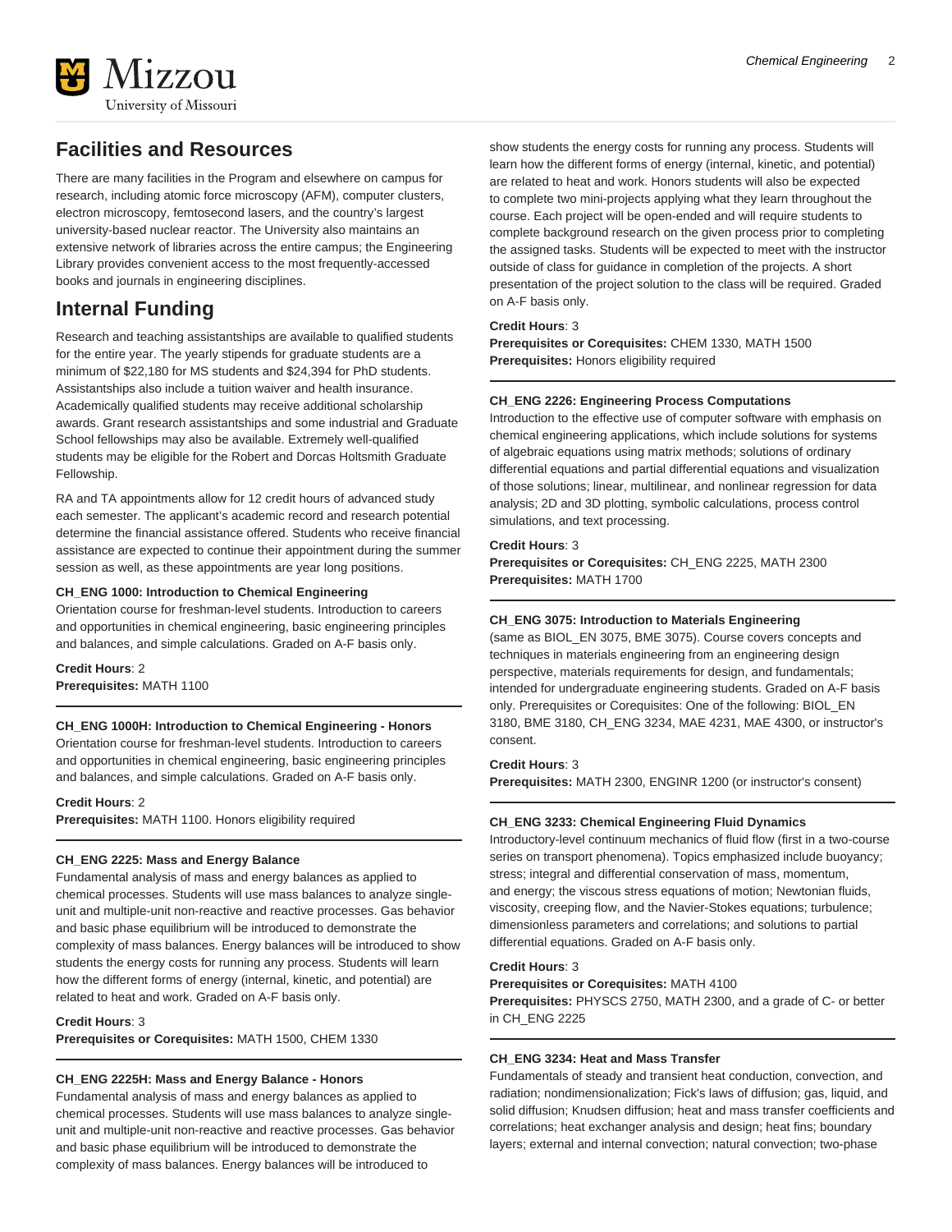## Facilities and Resources

There are many facilities in the Program and elsewhere on campus for research, including atomic force microscopy (AFM), computer clusters, electron microscopy, femtosecond lasers, and the country's largest university-based nuclear reactor. The University also maintains an extensive network of libraries across the entire campus; the Engineering Library provides convenient access to the most frequently-accessed books and journals in engineering disciplines.

## Internal Funding

Research and teaching assistantships are available to qualified students for the entire year. The yearly stipends for graduate students are a minimum of $22,180 for MS students and $24,394 for PhD students. Assistantships also include a tuition waiver and health insurance. Academically qualified students may receive additional scholarship awards. Grant research assistantships and some industrial and Graduate School fellowships may also be available. Extremely well-qualified students may be eligible for the Robert and Dorcas Holtsmith Graduate Fellowship.

RA and TA appointments allow for 12 credit hours of advanced study each semester. The applicant's academic record and research potential determine the financial assistance offered. Students who receive financial assistance are expected to continue their appointment during the summer session as well, as these appointments are year long positions.

**CH_ENG 1000: Introduction to Chemical Engineering**
Orientation course for freshman-level students. Introduction to careers and opportunities in chemical engineering, basic engineering principles and balances, and simple calculations. Graded on A-F basis only.

**Credit Hours**: 2
**Prerequisites:** MATH 1100

---

**CH_ENG 1000H: Introduction to Chemical Engineering - Honors**
Orientation course for freshman-level students. Introduction to careers and opportunities in chemical engineering, basic engineering principles and balances, and simple calculations. Graded on A-F basis only.

**Credit Hours**: 2
**Prerequisites:** MATH 1100. Honors eligibility required

---

**CH_ENG 2225: Mass and Energy Balance**
Fundamental analysis of mass and energy balances as applied to chemical processes. Students will use mass balances to analyze single-unit and multiple-unit non-reactive and reactive processes. Gas behavior and basic phase equilibrium will be introduced to demonstrate the complexity of mass balances. Energy balances will be introduced to show students the energy costs for running any process. Students will learn how the different forms of energy (internal, kinetic, and potential) are related to heat and work. Graded on A-F basis only.

**Credit Hours**: 3
**Prerequisites or Corequisites:** MATH 1500, CHEM 1330

---

**CH_ENG 2225H: Mass and Energy Balance - Honors**
Fundamental analysis of mass and energy balances as applied to chemical processes. Students will use mass balances to analyze single-unit and multiple-unit non-reactive and reactive processes. Gas behavior and basic phase equilibrium will be introduced to demonstrate the complexity of mass balances. Energy balances will be introduced to show students the energy costs for running any process. Students will learn how the different forms of energy (internal, kinetic, and potential) are related to heat and work. Honors students will also be expected to complete two mini-projects applying what they learn throughout the course. Each project will be open-ended and will require students to complete background research on the given process prior to completing the assigned tasks. Students will be expected to meet with the instructor outside of class for guidance in completion of the projects. A short presentation of the project solution to the class will be required. Graded on A-F basis only.

**Credit Hours**: 3
**Prerequisites or Corequisites:** CHEM 1330, MATH 1500
**Prerequisites:** Honors eligibility required

---

**CH_ENG 2226: Engineering Process Computations**
Introduction to the effective use of computer software with emphasis on chemical engineering applications, which include solutions for systems of algebraic equations using matrix methods; solutions of ordinary differential equations and partial differential equations and visualization of those solutions; linear, multilinear, and nonlinear regression for data analysis; 2D and 3D plotting, symbolic calculations, process control simulations, and text processing.

**Credit Hours**: 3
**Prerequisites or Corequisites:** CH_ENG 2225, MATH 2300
**Prerequisites:** MATH 1700

---

**CH_ENG 3075: Introduction to Materials Engineering**
(same as BIOL_EN 3075, BME 3075). Course covers concepts and techniques in materials engineering from an engineering design perspective, materials requirements for design, and fundamentals; intended for undergraduate engineering students. Graded on A-F basis only. Prerequisites or Corequisites: One of the following: BIOL_EN 3180, BME 3180, CH_ENG 3234, MAE 4231, MAE 4300, or instructor's consent.

**Credit Hours**: 3
**Prerequisites:** MATH 2300, ENGINR 1200 (or instructor's consent)

---

**CH_ENG 3233: Chemical Engineering Fluid Dynamics**
Introductory-level continuum mechanics of fluid flow (first in a two-course series on transport phenomena). Topics emphasized include buoyancy; stress; integral and differential conservation of mass, momentum, and energy; the viscous stress equations of motion; Newtonian fluids, viscosity, creeping flow, and the Navier-Stokes equations; turbulence; dimensionless parameters and correlations; and solutions to partial differential equations. Graded on A-F basis only.

**Credit Hours**: 3
**Prerequisites or Corequisites:** MATH 4100
**Prerequisites:** PHYSCS 2750, MATH 2300, and a grade of C- or better in CH_ENG 2225

---

**CH_ENG 3234: Heat and Mass Transfer**
Fundamentals of steady and transient heat conduction, convection, and radiation; nondimensionalization; Fick's laws of diffusion; gas, liquid, and solid diffusion; Knudsen diffusion; heat and mass transfer coefficients and correlations; heat exchanger analysis and design; heat fins; boundary layers; external and internal convection; natural convection; two-phase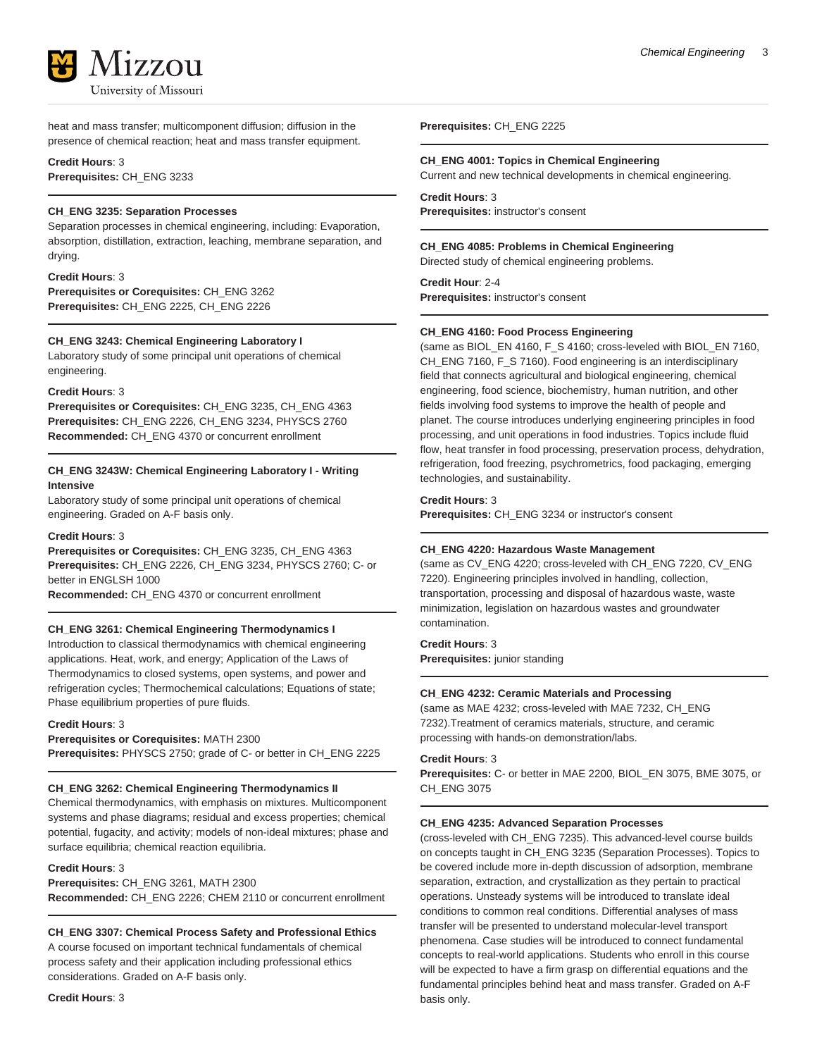heat and mass transfer; multicomponent diffusion; diffusion in the presence of chemical reaction; heat and mass transfer equipment.

**Credit Hours**: 3
**Prerequisites:** CH_ENG 3233

---

**CH_ENG 3235: Separation Processes**
Separation processes in chemical engineering, including: Evaporation, absorption, distillation, extraction, leaching, membrane separation, and drying.

**Credit Hours**: 3
**Prerequisites or Corequisites:** CH_ENG 3262
**Prerequisites:** CH_ENG 2225, CH_ENG 2226

---

**CH_ENG 3243: Chemical Engineering Laboratory I**
Laboratory study of some principal unit operations of chemical engineering.

**Credit Hours**: 3
**Prerequisites or Corequisites:** CH_ENG 3235, CH_ENG 4363
**Prerequisites:** CH_ENG 2226, CH_ENG 3234, PHYSCS 2760
**Recommended:** CH_ENG 4370 or concurrent enrollment

---

**CH_ENG 3243W: Chemical Engineering Laboratory I - Writing Intensive**
Laboratory study of some principal unit operations of chemical engineering. Graded on A-F basis only.

**Credit Hours**: 3
**Prerequisites or Corequisites:** CH_ENG 3235, CH_ENG 4363
**Prerequisites:** CH_ENG 2226, CH_ENG 3234, PHYSCS 2760; C- or better in ENGLSH 1000
**Recommended:** CH_ENG 4370 or concurrent enrollment

---

**CH_ENG 3261: Chemical Engineering Thermodynamics I**
Introduction to classical thermodynamics with chemical engineering applications. Heat, work, and energy; Application of the Laws of Thermodynamics to closed systems, open systems, and power and refrigeration cycles; Thermochemical calculations; Equations of state; Phase equilibrium properties of pure fluids.

**Credit Hours**: 3
**Prerequisites or Corequisites:** MATH 2300
**Prerequisites:** PHYSCS 2750; grade of C- or better in CH_ENG 2225

---

**CH_ENG 3262: Chemical Engineering Thermodynamics II**
Chemical thermodynamics, with emphasis on mixtures. Multicomponent systems and phase diagrams; residual and excess properties; chemical potential, fugacity, and activity; models of non-ideal mixtures; phase and surface equilibria; chemical reaction equilibria.

**Credit Hours**: 3
**Prerequisites:** CH_ENG 3261, MATH 2300
**Recommended:** CH_ENG 2226; CHEM 2110 or concurrent enrollment

---

**CH_ENG 3307: Chemical Process Safety and Professional Ethics**
A course focused on important technical fundamentals of chemical process safety and their application including professional ethics considerations. Graded on A-F basis only.

**Credit Hours**: 3
**Prerequisites:** CH_ENG 2225

---

**CH_ENG 4001: Topics in Chemical Engineering**
Current and new technical developments in chemical engineering.

**Credit Hours**: 3
**Prerequisites:** instructor's consent

---

**CH_ENG 4085: Problems in Chemical Engineering**
Directed study of chemical engineering problems.

**Credit Hour**: 2-4
**Prerequisites:** instructor's consent

---

**CH_ENG 4160: Food Process Engineering**
(same as BIOL_EN 4160, F_S 4160; cross-leveled with BIOL_EN 7160, CH_ENG 7160, F_S 7160). Food engineering is an interdisciplinary field that connects agricultural and biological engineering, chemical engineering, food science, biochemistry, human nutrition, and other fields involving food systems to improve the health of people and planet. The course introduces underlying engineering principles in food processing, and unit operations in food industries. Topics include fluid flow, heat transfer in food processing, preservation process, dehydration, refrigeration, food freezing, psychrometrics, food packaging, emerging technologies, and sustainability.

**Credit Hours**: 3
**Prerequisites:** CH_ENG 3234 or instructor's consent

---

**CH_ENG 4220: Hazardous Waste Management**
(same as CV_ENG 4220; cross-leveled with CH_ENG 7220, CV_ENG 7220). Engineering principles involved in handling, collection, transportation, processing and disposal of hazardous waste, waste minimization, legislation on hazardous wastes and groundwater contamination.

**Credit Hours**: 3
**Prerequisites:** junior standing

---

**CH_ENG 4232: Ceramic Materials and Processing**
(same as MAE 4232; cross-leveled with MAE 7232, CH_ENG 7232).Treatment of ceramics materials, structure, and ceramic processing with hands-on demonstration/labs.

**Credit Hours**: 3
**Prerequisites:** C- or better in MAE 2200, BIOL_EN 3075, BME 3075, or CH_ENG 3075

---

**CH_ENG 4235: Advanced Separation Processes**
(cross-leveled with CH_ENG 7235). This advanced-level course builds on concepts taught in CH_ENG 3235 (Separation Processes). Topics to be covered include more in-depth discussion of adsorption, membrane separation, extraction, and crystallization as they pertain to practical operations. Unsteady systems will be introduced to translate ideal conditions to common real conditions. Differential analyses of mass transfer will be presented to understand molecular-level transport phenomena. Case studies will be introduced to connect fundamental concepts to real-world applications. Students who enroll in this course will be expected to have a firm grasp on differential equations and the fundamental principles behind heat and mass transfer. Graded on A-F basis only.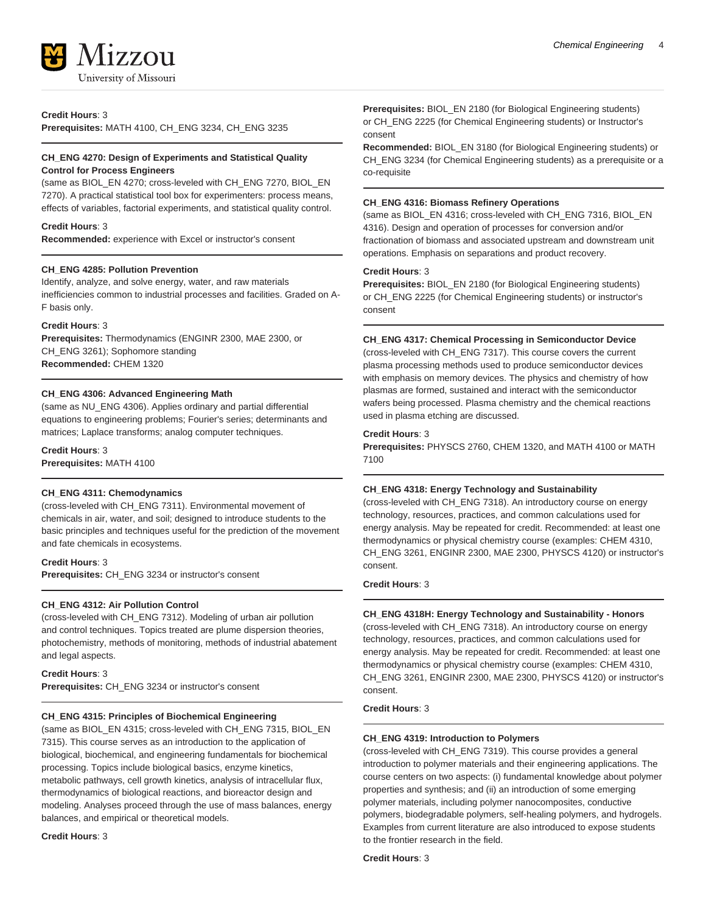**Credit Hours**: 3
**Prerequisites:** MATH 4100, CH_ENG 3234, CH_ENG 3235

**CH_ENG 4270: Design of Experiments and Statistical Quality Control for Process Engineers**

(same as BIOL_EN 4270; cross-leveled with CH_ENG 7270, BIOL_EN 7270). A practical statistical tool box for experimenters: process means, effects of variables, factorial experiments, and statistical quality control.

**Credit Hours**: 3
**Recommended:** experience with Excel or instructor's consent

**CH_ENG 4285: Pollution Prevention**

Identify, analyze, and solve energy, water, and raw materials inefficiencies common to industrial processes and facilities. Graded on A-F basis only.

**Credit Hours**: 3
**Prerequisites:** Thermodynamics (ENGINR 2300, MAE 2300, or CH_ENG 3261); Sophomore standing
**Recommended:** CHEM 1320

**CH_ENG 4306: Advanced Engineering Math**

(same as NU_ENG 4306). Applies ordinary and partial differential equations to engineering problems; Fourier's series; determinants and matrices; Laplace transforms; analog computer techniques.

**Credit Hours**: 3
**Prerequisites:** MATH 4100

**CH_ENG 4311: Chemodynamics**

(cross-leveled with CH_ENG 7311). Environmental movement of chemicals in air, water, and soil; designed to introduce students to the basic principles and techniques useful for the prediction of the movement and fate chemicals in ecosystems.

**Credit Hours**: 3
**Prerequisites:** CH_ENG 3234 or instructor's consent

**CH_ENG 4312: Air Pollution Control**

(cross-leveled with CH_ENG 7312). Modeling of urban air pollution and control techniques. Topics treated are plume dispersion theories, photochemistry, methods of monitoring, methods of industrial abatement and legal aspects.

**Credit Hours**: 3
**Prerequisites:** CH_ENG 3234 or instructor's consent

**CH_ENG 4315: Principles of Biochemical Engineering**

(same as BIOL_EN 4315; cross-leveled with CH_ENG 7315, BIOL_EN 7315). This course serves as an introduction to the application of biological, biochemical, and engineering fundamentals for biochemical processing. Topics include biological basics, enzyme kinetics, metabolic pathways, cell growth kinetics, analysis of intracellular flux, thermodynamics of biological reactions, and bioreactor design and modeling. Analyses proceed through the use of mass balances, energy balances, and empirical or theoretical models.

**Credit Hours**: 3
**Prerequisites:** BIOL_EN 2180 (for Biological Engineering students) or CH_ENG 2225 (for Chemical Engineering students) or Instructor's consent
**Recommended:** BIOL_EN 3180 (for Biological Engineering students) or CH_ENG 3234 (for Chemical Engineering students) as a prerequisite or a co-requisite

**CH_ENG 4316: Biomass Refinery Operations**

(same as BIOL_EN 4316; cross-leveled with CH_ENG 7316, BIOL_EN 4316). Design and operation of processes for conversion and/or fractionation of biomass and associated upstream and downstream unit operations. Emphasis on separations and product recovery.

**Credit Hours**: 3
**Prerequisites:** BIOL_EN 2180 (for Biological Engineering students) or CH_ENG 2225 (for Chemical Engineering students) or instructor's consent

**CH_ENG 4317: Chemical Processing in Semiconductor Device**

(cross-leveled with CH_ENG 7317). This course covers the current plasma processing methods used to produce semiconductor devices with emphasis on memory devices. The physics and chemistry of how plasmas are formed, sustained and interact with the semiconductor wafers being processed. Plasma chemistry and the chemical reactions used in plasma etching are discussed.

**Credit Hours**: 3
**Prerequisites:** PHYSCS 2760, CHEM 1320, and MATH 4100 or MATH 7100

**CH_ENG 4318: Energy Technology and Sustainability**

(cross-leveled with CH_ENG 7318). An introductory course on energy technology, resources, practices, and common calculations used for energy analysis. May be repeated for credit. Recommended: at least one thermodynamics or physical chemistry course (examples: CHEM 4310, CH_ENG 3261, ENGINR 2300, MAE 2300, PHYSCS 4120) or instructor's consent.

**Credit Hours**: 3

**CH_ENG 4318H: Energy Technology and Sustainability - Honors**

(cross-leveled with CH_ENG 7318). An introductory course on energy technology, resources, practices, and common calculations used for energy analysis. May be repeated for credit. Recommended: at least one thermodynamics or physical chemistry course (examples: CHEM 4310, CH_ENG 3261, ENGINR 2300, MAE 2300, PHYSCS 4120) or instructor's consent.

**Credit Hours**: 3

**CH_ENG 4319: Introduction to Polymers**

(cross-leveled with CH_ENG 7319). This course provides a general introduction to polymer materials and their engineering applications. The course centers on two aspects: (i) fundamental knowledge about polymer properties and synthesis; and (ii) an introduction of some emerging polymer materials, including polymer nanocomposites, conductive polymers, biodegradable polymers, self-healing polymers, and hydrogels. Examples from current literature are also introduced to expose students to the frontier research in the field.

**Credit Hours**: 3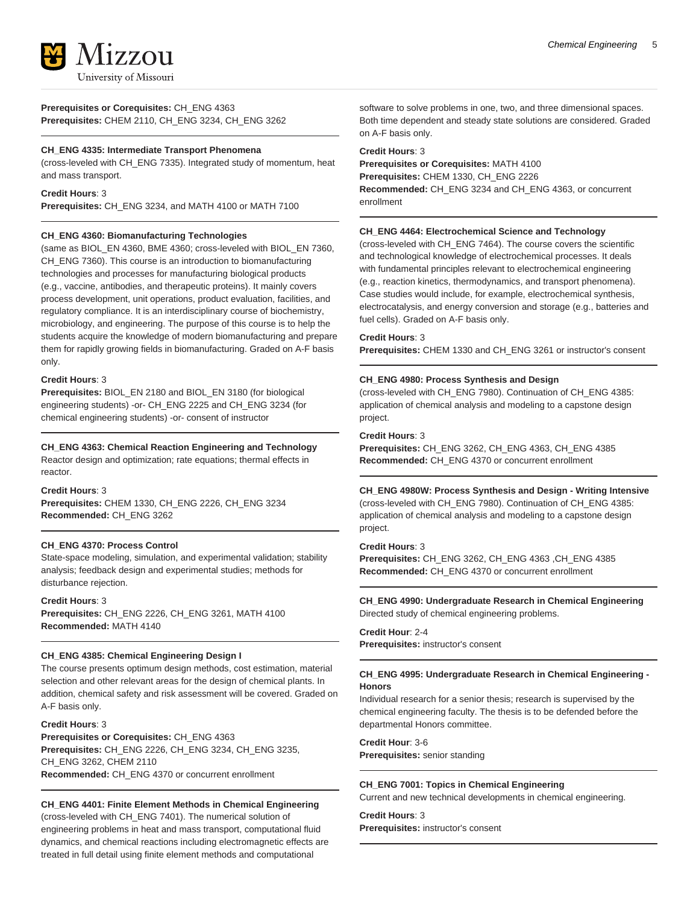**Prerequisites or Corequisites:** CH_ENG 4363
**Prerequisites:** CHEM 2110, CH_ENG 3234, CH_ENG 3262

---

**CH_ENG 4335: Intermediate Transport Phenomena**

(cross-leveled with CH_ENG 7335). Integrated study of momentum, heat and mass transport.

**Credit Hours**: 3
**Prerequisites:** CH_ENG 3234, and MATH 4100 or MATH 7100

---

**CH_ENG 4360: Biomanufacturing Technologies**

(same as BIOL_EN 4360, BME 4360; cross-leveled with BIOL_EN 7360, CH_ENG 7360). This course is an introduction to biomanufacturing technologies and processes for manufacturing biological products (e.g., vaccine, antibodies, and therapeutic proteins). It mainly covers process development, unit operations, product evaluation, facilities, and regulatory compliance. It is an interdisciplinary course of biochemistry, microbiology, and engineering. The purpose of this course is to help the students acquire the knowledge of modern biomanufacturing and prepare them for rapidly growing fields in biomanufacturing. Graded on A-F basis only.

**Credit Hours**: 3
**Prerequisites:** BIOL_EN 2180 and BIOL_EN 3180 (for biological engineering students) -or- CH_ENG 2225 and CH_ENG 3234 (for chemical engineering students) -or- consent of instructor

---

**CH_ENG 4363: Chemical Reaction Engineering and Technology**

Reactor design and optimization; rate equations; thermal effects in reactor.

**Credit Hours**: 3
**Prerequisites:** CHEM 1330, CH_ENG 2226, CH_ENG 3234
**Recommended:** CH_ENG 3262

---

**CH_ENG 4370: Process Control**

State-space modeling, simulation, and experimental validation; stability analysis; feedback design and experimental studies; methods for disturbance rejection.

**Credit Hours**: 3
**Prerequisites:** CH_ENG 2226, CH_ENG 3261, MATH 4100
**Recommended:** MATH 4140

---

**CH_ENG 4385: Chemical Engineering Design I**

The course presents optimum design methods, cost estimation, material selection and other relevant areas for the design of chemical plants. In addition, chemical safety and risk assessment will be covered. Graded on A-F basis only.

**Credit Hours**: 3
**Prerequisites or Corequisites:** CH_ENG 4363
**Prerequisites:** CH_ENG 2226, CH_ENG 3234, CH_ENG 3235, CH_ENG 3262, CHEM 2110
**Recommended:** CH_ENG 4370 or concurrent enrollment

---

**CH_ENG 4401: Finite Element Methods in Chemical Engineering**

(cross-leveled with CH_ENG 7401). The numerical solution of engineering problems in heat and mass transport, computational fluid dynamics, and chemical reactions including electromagnetic effects are treated in full detail using finite element methods and computational software to solve problems in one, two, and three dimensional spaces. Both time dependent and steady state solutions are considered. Graded on A-F basis only.

**Credit Hours**: 3
**Prerequisites or Corequisites:** MATH 4100
**Prerequisites:** CHEM 1330, CH_ENG 2226
**Recommended:** CH_ENG 3234 and CH_ENG 4363, or concurrent enrollment

---

**CH_ENG 4464: Electrochemical Science and Technology**

(cross-leveled with CH_ENG 7464). The course covers the scientific and technological knowledge of electrochemical processes. It deals with fundamental principles relevant to electrochemical engineering (e.g., reaction kinetics, thermodynamics, and transport phenomena). Case studies would include, for example, electrochemical synthesis, electrocatalysis, and energy conversion and storage (e.g., batteries and fuel cells). Graded on A-F basis only.

**Credit Hours**: 3
**Prerequisites:** CHEM 1330 and CH_ENG 3261 or instructor's consent

---

**CH_ENG 4980: Process Synthesis and Design**

(cross-leveled with CH_ENG 7980). Continuation of CH_ENG 4385: application of chemical analysis and modeling to a capstone design project.

**Credit Hours**: 3
**Prerequisites:** CH_ENG 3262, CH_ENG 4363, CH_ENG 4385
**Recommended:** CH_ENG 4370 or concurrent enrollment

---

**CH_ENG 4980W: Process Synthesis and Design - Writing Intensive**

(cross-leveled with CH_ENG 7980). Continuation of CH_ENG 4385: application of chemical analysis and modeling to a capstone design project.

**Credit Hours**: 3
**Prerequisites:** CH_ENG 3262, CH_ENG 4363 ,CH_ENG 4385
**Recommended:** CH_ENG 4370 or concurrent enrollment

---

**CH_ENG 4990: Undergraduate Research in Chemical Engineering**

Directed study of chemical engineering problems.

**Credit Hour**: 2-4
**Prerequisites:** instructor's consent

---

**CH_ENG 4995: Undergraduate Research in Chemical Engineering - Honors**

Individual research for a senior thesis; research is supervised by the chemical engineering faculty. The thesis is to be defended before the departmental Honors committee.

**Credit Hour**: 3-6
**Prerequisites:** senior standing

---

**CH_ENG 7001: Topics in Chemical Engineering**

Current and new technical developments in chemical engineering.

**Credit Hours**: 3
**Prerequisites:** instructor's consent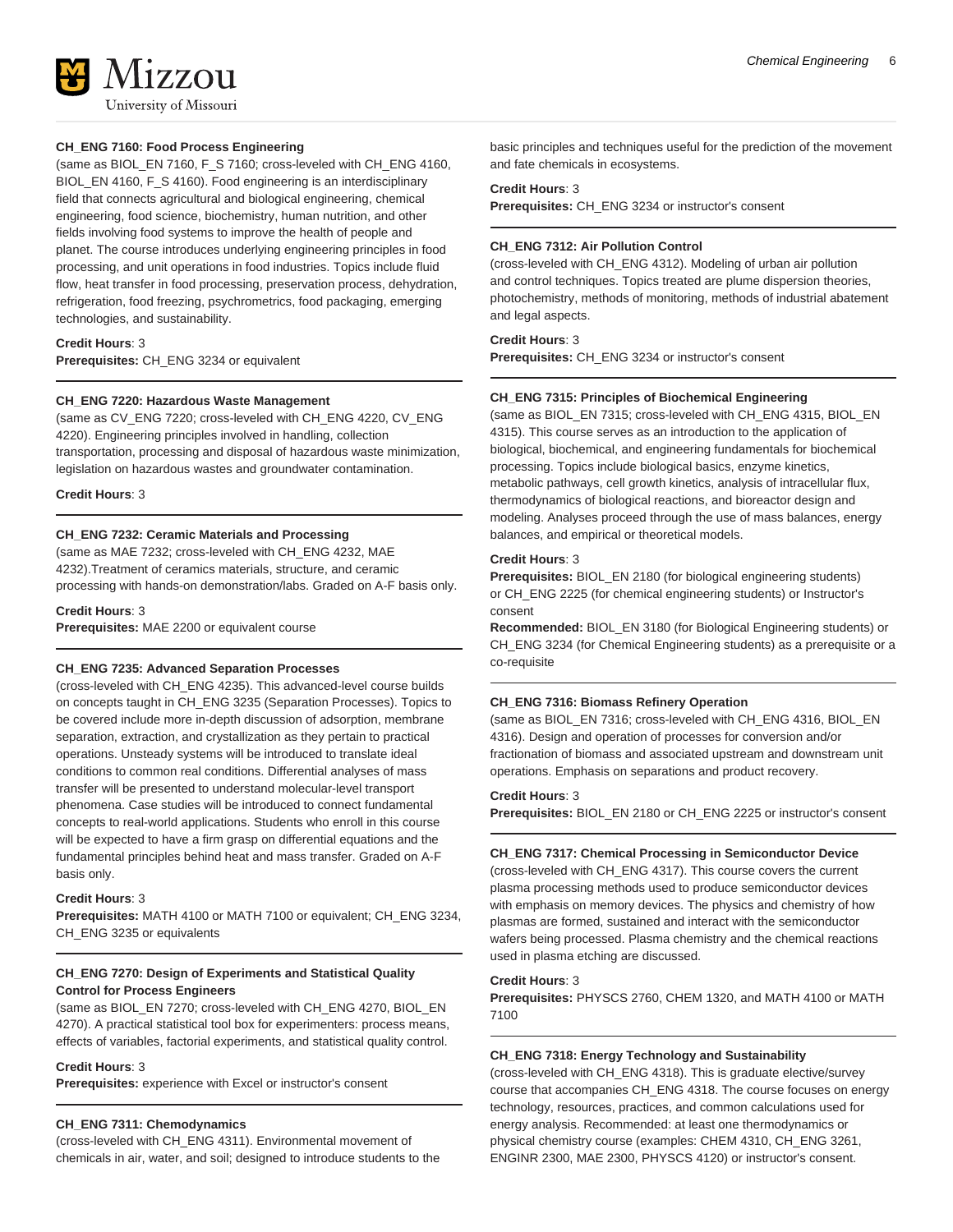### CH_ENG 7160: Food Process Engineering

(same as BIOL_EN 7160, F_S 7160; cross-leveled with CH_ENG 4160, BIOL_EN 4160, F_S 4160). Food engineering is an interdisciplinary field that connects agricultural and biological engineering, chemical engineering, food science, biochemistry, human nutrition, and other fields involving food systems to improve the health of people and planet. The course introduces underlying engineering principles in food processing, and unit operations in food industries. Topics include fluid flow, heat transfer in food processing, preservation process, dehydration, refrigeration, food freezing, psychrometrics, food packaging, emerging technologies, and sustainability.

**Credit Hours**: 3
**Prerequisites:** CH_ENG 3234 or equivalent

### CH_ENG 7220: Hazardous Waste Management

(same as CV_ENG 7220; cross-leveled with CH_ENG 4220, CV_ENG 4220). Engineering principles involved in handling, collection transportation, processing and disposal of hazardous waste minimization, legislation on hazardous wastes and groundwater contamination.

**Credit Hours**: 3

### CH_ENG 7232: Ceramic Materials and Processing

(same as MAE 7232; cross-leveled with CH_ENG 4232, MAE 4232).Treatment of ceramics materials, structure, and ceramic processing with hands-on demonstration/labs. Graded on A-F basis only.

**Credit Hours**: 3
**Prerequisites:** MAE 2200 or equivalent course

### CH_ENG 7235: Advanced Separation Processes

(cross-leveled with CH_ENG 4235). This advanced-level course builds on concepts taught in CH_ENG 3235 (Separation Processes). Topics to be covered include more in-depth discussion of adsorption, membrane separation, extraction, and crystallization as they pertain to practical operations. Unsteady systems will be introduced to translate ideal conditions to common real conditions. Differential analyses of mass transfer will be presented to understand molecular-level transport phenomena. Case studies will be introduced to connect fundamental concepts to real-world applications. Students who enroll in this course will be expected to have a firm grasp on differential equations and the fundamental principles behind heat and mass transfer. Graded on A-F basis only.

**Credit Hours**: 3
**Prerequisites:** MATH 4100 or MATH 7100 or equivalent; CH_ENG 3234, CH_ENG 3235 or equivalents

### CH_ENG 7270: Design of Experiments and Statistical Quality Control for Process Engineers

(same as BIOL_EN 7270; cross-leveled with CH_ENG 4270, BIOL_EN 4270). A practical statistical tool box for experimenters: process means, effects of variables, factorial experiments, and statistical quality control.

**Credit Hours**: 3
**Prerequisites:** experience with Excel or instructor's consent

### CH_ENG 7311: Chemodynamics

(cross-leveled with CH_ENG 4311). Environmental movement of chemicals in air, water, and soil; designed to introduce students to the basic principles and techniques useful for the prediction of the movement and fate chemicals in ecosystems.

**Credit Hours**: 3
**Prerequisites:** CH_ENG 3234 or instructor's consent

### CH_ENG 7312: Air Pollution Control

(cross-leveled with CH_ENG 4312). Modeling of urban air pollution and control techniques. Topics treated are plume dispersion theories, photochemistry, methods of monitoring, methods of industrial abatement and legal aspects.

**Credit Hours**: 3
**Prerequisites:** CH_ENG 3234 or instructor's consent

### CH_ENG 7315: Principles of Biochemical Engineering

(same as BIOL_EN 7315; cross-leveled with CH_ENG 4315, BIOL_EN 4315). This course serves as an introduction to the application of biological, biochemical, and engineering fundamentals for biochemical processing. Topics include biological basics, enzyme kinetics, metabolic pathways, cell growth kinetics, analysis of intracellular flux, thermodynamics of biological reactions, and bioreactor design and modeling. Analyses proceed through the use of mass balances, energy balances, and empirical or theoretical models.

**Credit Hours**: 3
**Prerequisites:** BIOL_EN 2180 (for biological engineering students) or CH_ENG 2225 (for chemical engineering students) or Instructor's consent
**Recommended:** BIOL_EN 3180 (for Biological Engineering students) or CH_ENG 3234 (for Chemical Engineering students) as a prerequisite or a co-requisite

### CH_ENG 7316: Biomass Refinery Operation

(same as BIOL_EN 7316; cross-leveled with CH_ENG 4316, BIOL_EN 4316). Design and operation of processes for conversion and/or fractionation of biomass and associated upstream and downstream unit operations. Emphasis on separations and product recovery.

**Credit Hours**: 3
**Prerequisites:** BIOL_EN 2180 or CH_ENG 2225 or instructor's consent

### CH_ENG 7317: Chemical Processing in Semiconductor Device

(cross-leveled with CH_ENG 4317). This course covers the current plasma processing methods used to produce semiconductor devices with emphasis on memory devices. The physics and chemistry of how plasmas are formed, sustained and interact with the semiconductor wafers being processed. Plasma chemistry and the chemical reactions used in plasma etching are discussed.

**Credit Hours**: 3
**Prerequisites:** PHYSCS 2760, CHEM 1320, and MATH 4100 or MATH 7100

### CH_ENG 7318: Energy Technology and Sustainability

(cross-leveled with CH_ENG 4318). This is graduate elective/survey course that accompanies CH_ENG 4318. The course focuses on energy technology, resources, practices, and common calculations used for energy analysis. Recommended: at least one thermodynamics or physical chemistry course (examples: CHEM 4310, CH_ENG 3261, ENGINR 2300, MAE 2300, PHYSCS 4120) or instructor's consent.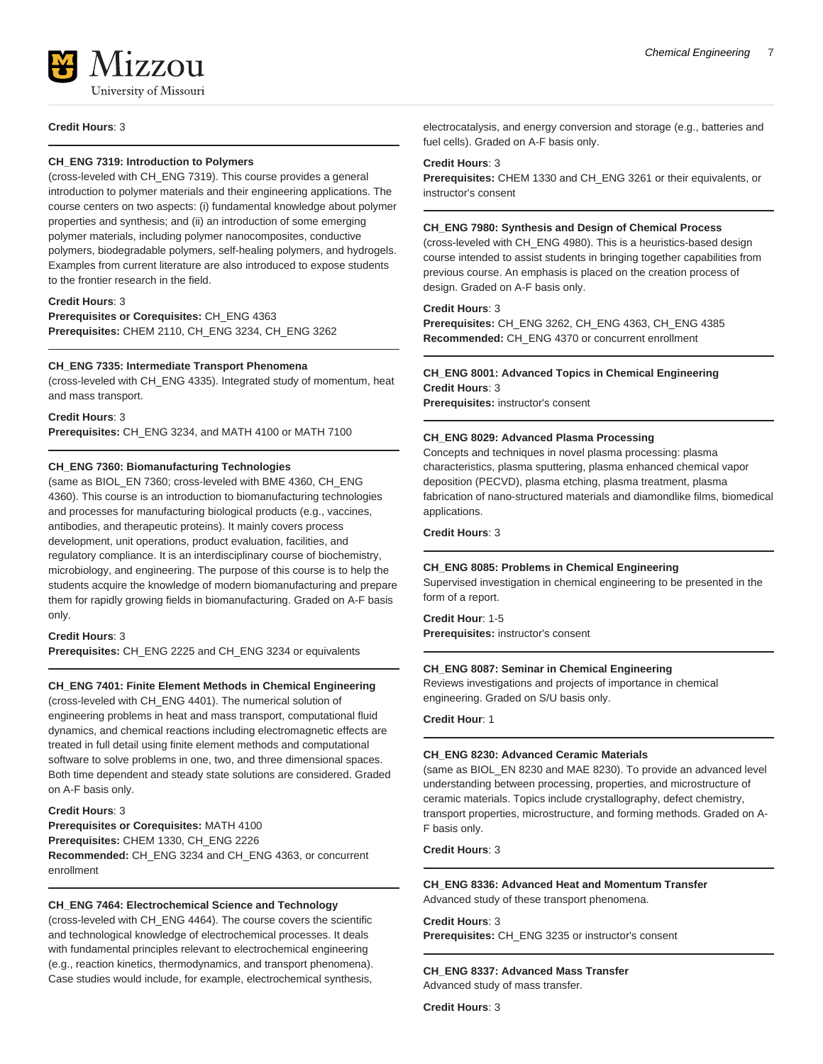**Credit Hours**: 3

### CH_ENG 7319: Introduction to Polymers

(cross-leveled with CH_ENG 7319). This course provides a general introduction to polymer materials and their engineering applications. The course centers on two aspects: (i) fundamental knowledge about polymer properties and synthesis; and (ii) an introduction of some emerging polymer materials, including polymer nanocomposites, conductive polymers, biodegradable polymers, self-healing polymers, and hydrogels. Examples from current literature are also introduced to expose students to the frontier research in the field.

**Credit Hours**: 3
**Prerequisites or Corequisites:** CH_ENG 4363
**Prerequisites:** CHEM 2110, CH_ENG 3234, CH_ENG 3262

### CH_ENG 7335: Intermediate Transport Phenomena

(cross-leveled with CH_ENG 4335). Integrated study of momentum, heat and mass transport.

**Credit Hours**: 3
**Prerequisites:** CH_ENG 3234, and MATH 4100 or MATH 7100

### CH_ENG 7360: Biomanufacturing Technologies

(same as BIOL_EN 7360; cross-leveled with BME 4360, CH_ENG 4360). This course is an introduction to biomanufacturing technologies and processes for manufacturing biological products (e.g., vaccines, antibodies, and therapeutic proteins). It mainly covers process development, unit operations, product evaluation, facilities, and regulatory compliance. It is an interdisciplinary course of biochemistry, microbiology, and engineering. The purpose of this course is to help the students acquire the knowledge of modern biomanufacturing and prepare them for rapidly growing fields in biomanufacturing. Graded on A-F basis only.

**Credit Hours**: 3
**Prerequisites:** CH_ENG 2225 and CH_ENG 3234 or equivalents

### CH_ENG 7401: Finite Element Methods in Chemical Engineering

(cross-leveled with CH_ENG 4401). The numerical solution of engineering problems in heat and mass transport, computational fluid dynamics, and chemical reactions including electromagnetic effects are treated in full detail using finite element methods and computational software to solve problems in one, two, and three dimensional spaces. Both time dependent and steady state solutions are considered. Graded on A-F basis only.

**Credit Hours**: 3
**Prerequisites or Corequisites:** MATH 4100
**Prerequisites:** CHEM 1330, CH_ENG 2226
**Recommended:** CH_ENG 3234 and CH_ENG 4363, or concurrent enrollment

### CH_ENG 7464: Electrochemical Science and Technology

(cross-leveled with CH_ENG 4464). The course covers the scientific and technological knowledge of electrochemical processes. It deals with fundamental principles relevant to electrochemical engineering (e.g., reaction kinetics, thermodynamics, and transport phenomena). Case studies would include, for example, electrochemical synthesis, electrocatalysis, and energy conversion and storage (e.g., batteries and fuel cells). Graded on A-F basis only.

**Credit Hours**: 3
**Prerequisites:** CHEM 1330 and CH_ENG 3261 or their equivalents, or instructor's consent

### CH_ENG 7980: Synthesis and Design of Chemical Process

(cross-leveled with CH_ENG 4980). This is a heuristics-based design course intended to assist students in bringing together capabilities from previous course. An emphasis is placed on the creation process of design. Graded on A-F basis only.

**Credit Hours**: 3
**Prerequisites:** CH_ENG 3262, CH_ENG 4363, CH_ENG 4385
**Recommended:** CH_ENG 4370 or concurrent enrollment

### CH_ENG 8001: Advanced Topics in Chemical Engineering

**Credit Hours**: 3
**Prerequisites:** instructor's consent

### CH_ENG 8029: Advanced Plasma Processing

Concepts and techniques in novel plasma processing: plasma characteristics, plasma sputtering, plasma enhanced chemical vapor deposition (PECVD), plasma etching, plasma treatment, plasma fabrication of nano-structured materials and diamondlike films, biomedical applications.

**Credit Hours**: 3

### CH_ENG 8085: Problems in Chemical Engineering

Supervised investigation in chemical engineering to be presented in the form of a report.

**Credit Hour**: 1-5
**Prerequisites:** instructor's consent

### CH_ENG 8087: Seminar in Chemical Engineering

Reviews investigations and projects of importance in chemical engineering. Graded on S/U basis only.

**Credit Hour**: 1

### CH_ENG 8230: Advanced Ceramic Materials

(same as BIOL_EN 8230 and MAE 8230). To provide an advanced level understanding between processing, properties, and microstructure of ceramic materials. Topics include crystallography, defect chemistry, transport properties, microstructure, and forming methods. Graded on A-F basis only.

**Credit Hours**: 3

### CH_ENG 8336: Advanced Heat and Momentum Transfer

Advanced study of these transport phenomena.

**Credit Hours**: 3
**Prerequisites:** CH_ENG 3235 or instructor's consent

### CH_ENG 8337: Advanced Mass Transfer

Advanced study of mass transfer.

**Credit Hours**: 3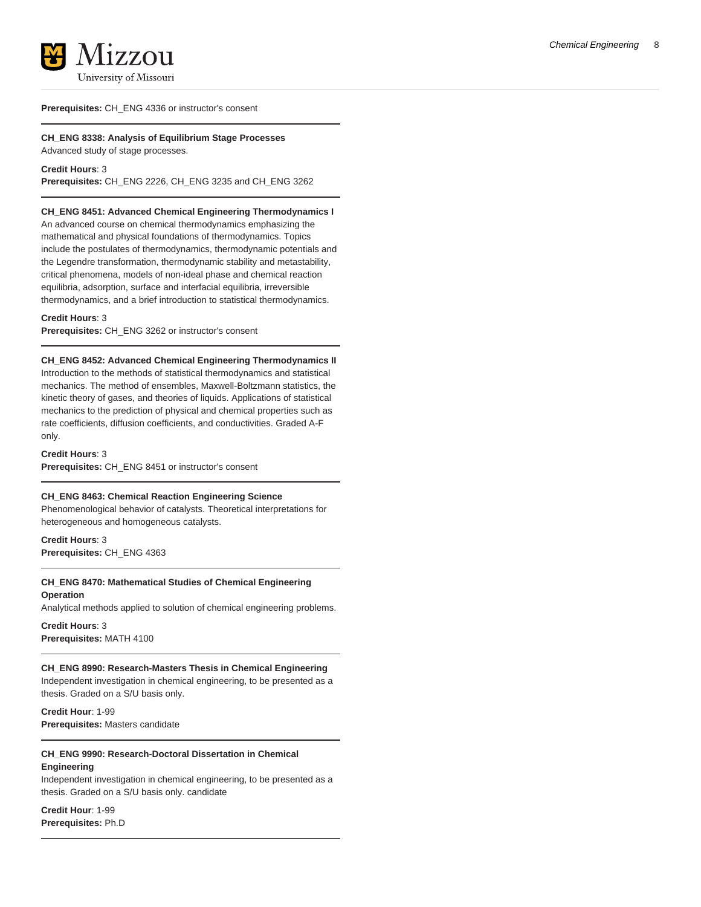**Prerequisites:** CH_ENG 4336 or instructor's consent

**CH_ENG 8338: Analysis of Equilibrium Stage Processes**
Advanced study of stage processes.

**Credit Hours**: 3
**Prerequisites:** CH_ENG 2226, CH_ENG 3235 and CH_ENG 3262

**CH_ENG 8451: Advanced Chemical Engineering Thermodynamics I**
An advanced course on chemical thermodynamics emphasizing the mathematical and physical foundations of thermodynamics. Topics include the postulates of thermodynamics, thermodynamic potentials and the Legendre transformation, thermodynamic stability and metastability, critical phenomena, models of non-ideal phase and chemical reaction equilibria, adsorption, surface and interfacial equilibria, irreversible thermodynamics, and a brief introduction to statistical thermodynamics.

**Credit Hours**: 3
**Prerequisites:** CH_ENG 3262 or instructor's consent

**CH_ENG 8452: Advanced Chemical Engineering Thermodynamics II**
Introduction to the methods of statistical thermodynamics and statistical mechanics. The method of ensembles, Maxwell-Boltzmann statistics, the kinetic theory of gases, and theories of liquids. Applications of statistical mechanics to the prediction of physical and chemical properties such as rate coefficients, diffusion coefficients, and conductivities. Graded A-F only.

**Credit Hours**: 3
**Prerequisites:** CH_ENG 8451 or instructor's consent

**CH_ENG 8463: Chemical Reaction Engineering Science**
Phenomenological behavior of catalysts. Theoretical interpretations for heterogeneous and homogeneous catalysts.

**Credit Hours**: 3
**Prerequisites:** CH_ENG 4363

**CH_ENG 8470: Mathematical Studies of Chemical Engineering Operation**
Analytical methods applied to solution of chemical engineering problems.

**Credit Hours**: 3
**Prerequisites:** MATH 4100

**CH_ENG 8990: Research-Masters Thesis in Chemical Engineering**
Independent investigation in chemical engineering, to be presented as a thesis. Graded on a S/U basis only.

**Credit Hour**: 1-99
**Prerequisites:** Masters candidate

**CH_ENG 9990: Research-Doctoral Dissertation in Chemical Engineering**
Independent investigation in chemical engineering, to be presented as a thesis. Graded on a S/U basis only. candidate

**Credit Hour**: 1-99
**Prerequisites:** Ph.D